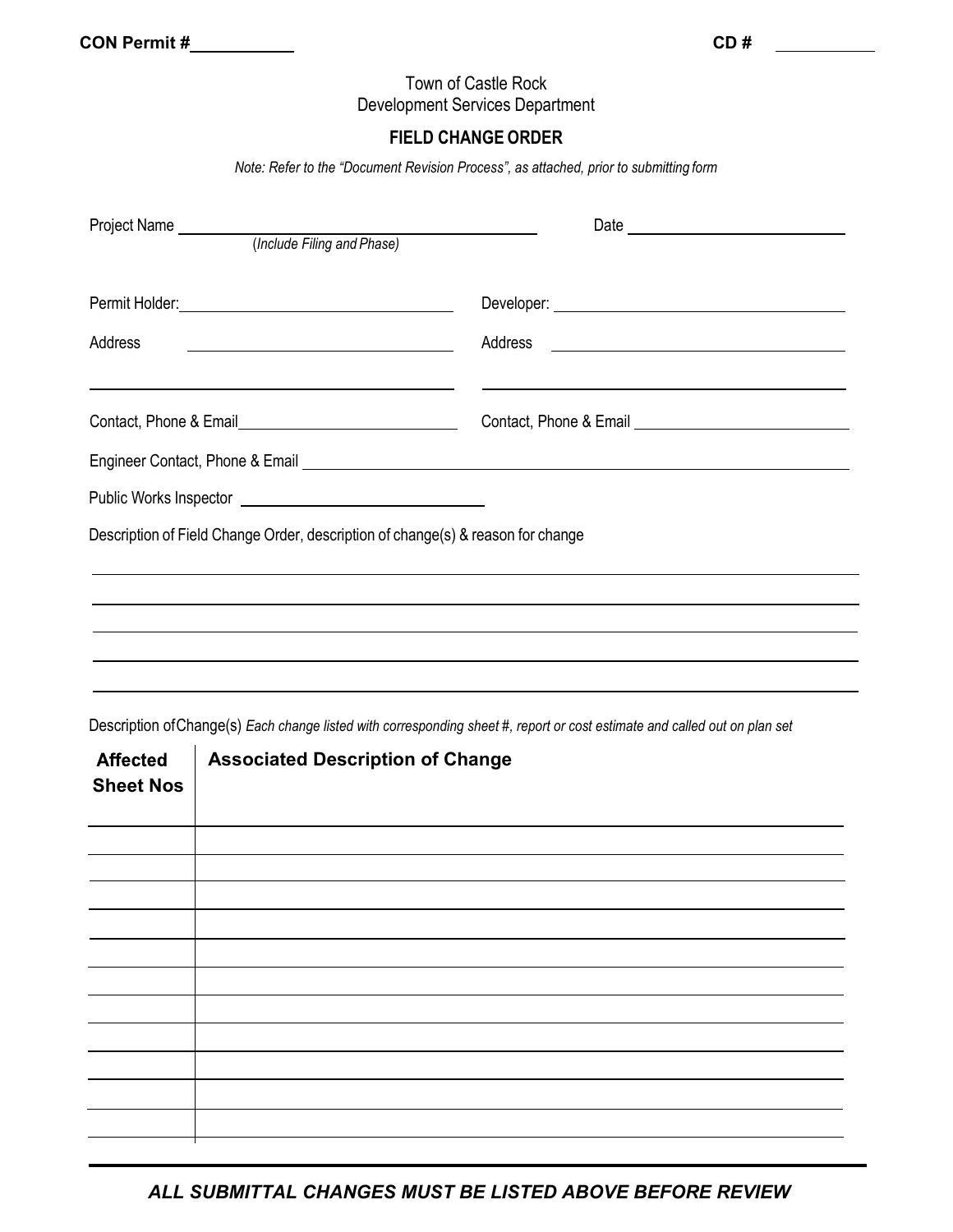**CON Permit #\_\_\_\_\_\_\_\_\_\_** **CD # \_\_\_\_\_\_\_\_\_\_**

Town of Castle Rock
Development Services Department

## FIELD CHANGE ORDER

*Note: Refer to the "Document Revision Process", as attached, prior to submitting form*

Project Name \_\_\_\_\_\_\_\_\_\_\_\_\_\_\_\_\_\_\_\_\_\_\_\_\_\_\_\_\_\_\_\_\_\_\_\_\_\_\_\_ Date \_\_\_\_\_\_\_\_\_\_\_\_\_\_\_\_\_\_\_\_\_\_\_\_\_
(*Include Filing and Phase)*

Permit Holder: \_\_\_\_\_\_\_\_\_\_\_\_\_\_\_\_\_\_\_\_\_\_\_\_\_\_\_\_\_\_ Developer: \_\_\_\_\_\_\_\_\_\_\_\_\_\_\_\_\_\_\_\_\_\_\_\_\_\_\_\_\_\_

Address \_\_\_\_\_\_\_\_\_\_\_\_\_\_\_\_\_\_\_\_\_\_\_\_\_\_\_\_\_\_ Address \_\_\_\_\_\_\_\_\_\_\_\_\_\_\_\_\_\_\_\_\_\_\_\_\_\_\_\_\_\_

\_\_\_\_\_\_\_\_\_\_\_\_\_\_\_\_\_\_\_\_\_\_\_\_\_\_\_\_\_\_ \_\_\_\_\_\_\_\_\_\_\_\_\_\_\_\_\_\_\_\_\_\_\_\_\_\_\_\_\_\_

Contact, Phone & Email \_\_\_\_\_\_\_\_\_\_\_\_\_\_\_\_\_\_\_\_\_\_\_\_ Contact, Phone & Email \_\_\_\_\_\_\_\_\_\_\_\_\_\_\_\_\_\_\_\_\_\_\_\_

Engineer Contact, Phone & Email \_\_\_\_\_\_\_\_\_\_\_\_\_\_\_\_\_\_\_\_\_\_\_\_\_\_\_\_\_\_\_\_\_\_\_\_\_\_\_\_\_\_\_\_\_\_\_\_\_\_\_\_\_\_\_\_

Public Works Inspector \_\_\_\_\_\_\_\_\_\_\_\_\_\_\_\_\_\_\_\_\_\_\_\_\_\_\_\_

Description of Field Change Order, description of change(s) & reason for change

\_\_\_\_\_\_\_\_\_\_\_\_\_\_\_\_\_\_\_\_\_\_\_\_\_\_\_\_\_\_\_\_\_\_\_\_\_\_\_\_\_\_\_\_\_\_\_\_\_\_\_\_\_\_\_\_\_\_\_\_\_\_\_\_\_\_\_\_\_\_\_\_\_\_\_\_\_\_

\_\_\_\_\_\_\_\_\_\_\_\_\_\_\_\_\_\_\_\_\_\_\_\_\_\_\_\_\_\_\_\_\_\_\_\_\_\_\_\_\_\_\_\_\_\_\_\_\_\_\_\_\_\_\_\_\_\_\_\_\_\_\_\_\_\_\_\_\_\_\_\_\_\_\_\_\_\_

\_\_\_\_\_\_\_\_\_\_\_\_\_\_\_\_\_\_\_\_\_\_\_\_\_\_\_\_\_\_\_\_\_\_\_\_\_\_\_\_\_\_\_\_\_\_\_\_\_\_\_\_\_\_\_\_\_\_\_\_\_\_\_\_\_\_\_\_\_\_\_\_\_\_\_\_\_\_

\_\_\_\_\_\_\_\_\_\_\_\_\_\_\_\_\_\_\_\_\_\_\_\_\_\_\_\_\_\_\_\_\_\_\_\_\_\_\_\_\_\_\_\_\_\_\_\_\_\_\_\_\_\_\_\_\_\_\_\_\_\_\_\_\_\_\_\_\_\_\_\_\_\_\_\_\_\_

\_\_\_\_\_\_\_\_\_\_\_\_\_\_\_\_\_\_\_\_\_\_\_\_\_\_\_\_\_\_\_\_\_\_\_\_\_\_\_\_\_\_\_\_\_\_\_\_\_\_\_\_\_\_\_\_\_\_\_\_\_\_\_\_\_\_\_\_\_\_\_\_\_\_\_\_\_\_

Description of Change(s) *Each change listed with corresponding sheet #, report or cost estimate and called out on plan set*

| Affected Sheet Nos | Associated Description of Change |
|---|---|
| | |
| | |
| | |
| | |
| | |
| | |
| | |
| | |
| | |
| | |
| | |

***ALL SUBMITTAL CHANGES MUST BE LISTED ABOVE BEFORE REVIEW***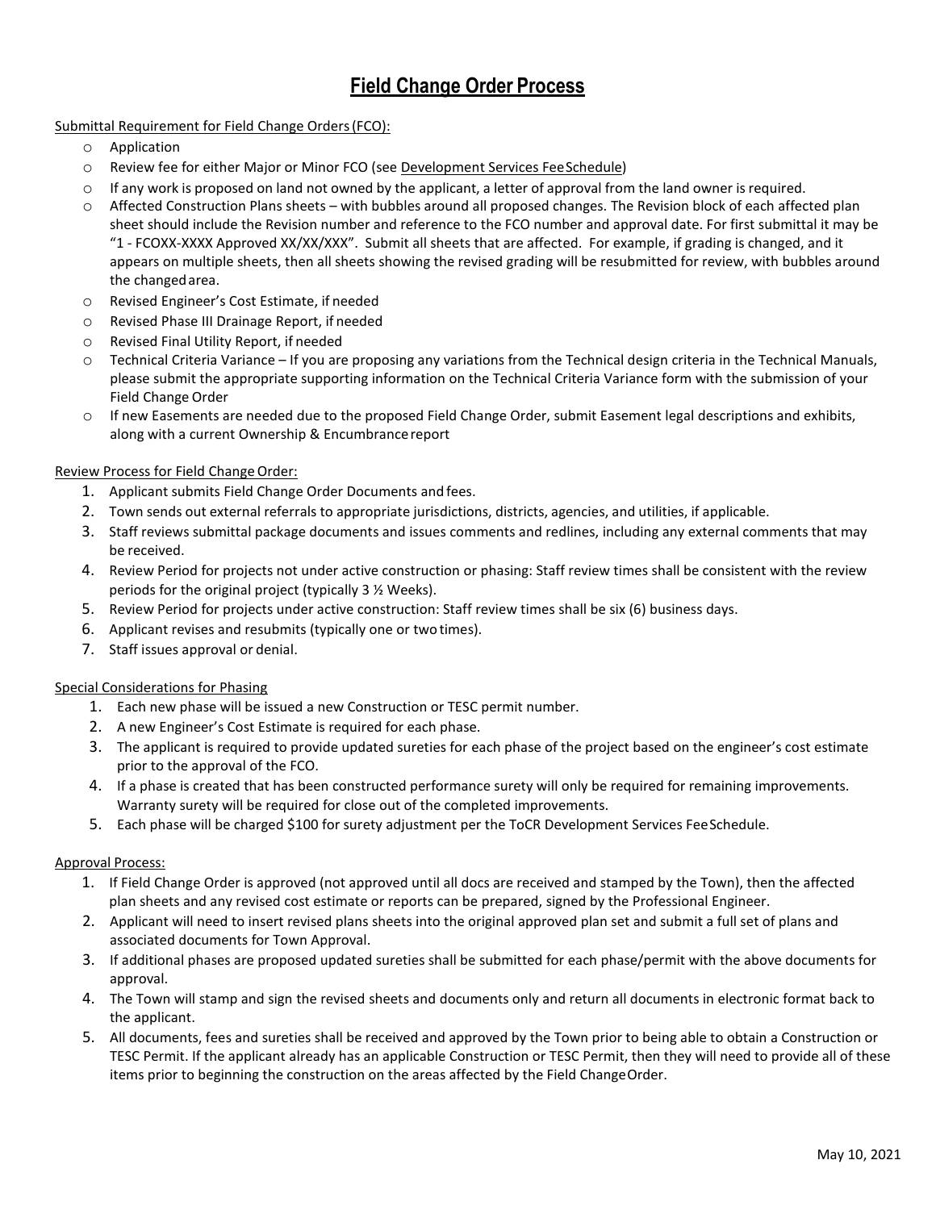# Field Change Order Process

Submittal Requirement for Field Change Orders (FCO):

- Application
- Review fee for either Major or Minor FCO (see Development Services Fee Schedule)
- If any work is proposed on land not owned by the applicant, a letter of approval from the land owner is required.
- Affected Construction Plans sheets – with bubbles around all proposed changes. The Revision block of each affected plan sheet should include the Revision number and reference to the FCO number and approval date. For first submittal it may be "1 - FCOXX-XXXX Approved XX/XX/XXX". Submit all sheets that are affected. For example, if grading is changed, and it appears on multiple sheets, then all sheets showing the revised grading will be resubmitted for review, with bubbles around the changed area.
- Revised Engineer's Cost Estimate, if needed
- Revised Phase III Drainage Report, if needed
- Revised Final Utility Report, if needed
- Technical Criteria Variance – If you are proposing any variations from the Technical design criteria in the Technical Manuals, please submit the appropriate supporting information on the Technical Criteria Variance form with the submission of your Field Change Order
- If new Easements are needed due to the proposed Field Change Order, submit Easement legal descriptions and exhibits, along with a current Ownership & Encumbrance report

Review Process for Field Change Order:

1. Applicant submits Field Change Order Documents and fees.
2. Town sends out external referrals to appropriate jurisdictions, districts, agencies, and utilities, if applicable.
3. Staff reviews submittal package documents and issues comments and redlines, including any external comments that may be received.
4. Review Period for projects not under active construction or phasing: Staff review times shall be consistent with the review periods for the original project (typically 3 ½ Weeks).
5. Review Period for projects under active construction: Staff review times shall be six (6) business days.
6. Applicant revises and resubmits (typically one or two times).
7. Staff issues approval or denial.

Special Considerations for Phasing

1. Each new phase will be issued a new Construction or TESC permit number.
2. A new Engineer's Cost Estimate is required for each phase.
3. The applicant is required to provide updated sureties for each phase of the project based on the engineer's cost estimate prior to the approval of the FCO.
4. If a phase is created that has been constructed performance surety will only be required for remaining improvements. Warranty surety will be required for close out of the completed improvements.
5. Each phase will be charged $100 for surety adjustment per the ToCR Development Services Fee Schedule.

Approval Process:

1. If Field Change Order is approved (not approved until all docs are received and stamped by the Town), then the affected plan sheets and any revised cost estimate or reports can be prepared, signed by the Professional Engineer.
2. Applicant will need to insert revised plans sheets into the original approved plan set and submit a full set of plans and associated documents for Town Approval.
3. If additional phases are proposed updated sureties shall be submitted for each phase/permit with the above documents for approval.
4. The Town will stamp and sign the revised sheets and documents only and return all documents in electronic format back to the applicant.
5. All documents, fees and sureties shall be received and approved by the Town prior to being able to obtain a Construction or TESC Permit. If the applicant already has an applicable Construction or TESC Permit, then they will need to provide all of these items prior to beginning the construction on the areas affected by the Field Change Order.

May 10, 2021